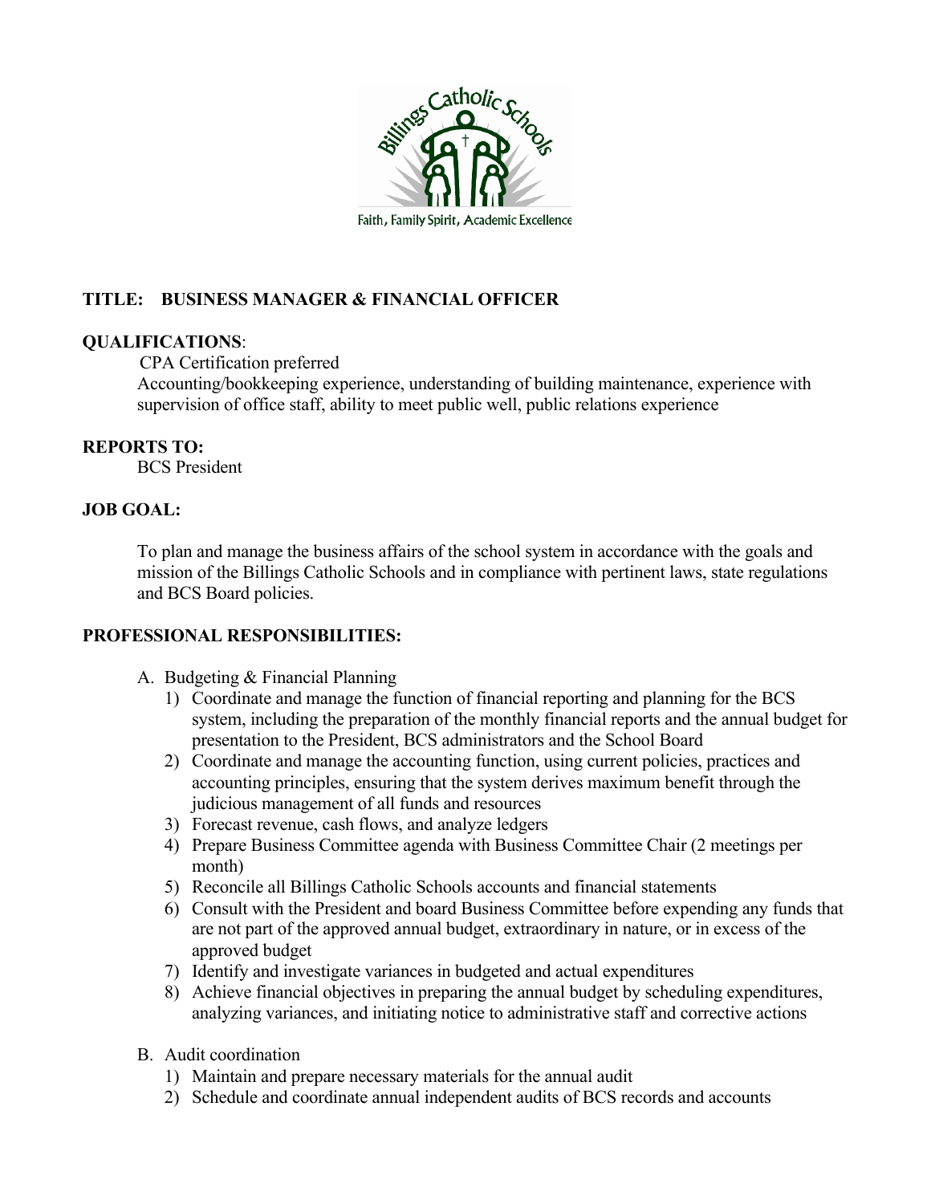Billings Catholic Schools

Faith, Family Spirit, Academic Excellence

**TITLE: BUSINESS MANAGER & FINANCIAL OFFICER**

**QUALIFICATIONS**:

CPA Certification preferred
Accounting/bookkeeping experience, understanding of building maintenance, experience with supervision of office staff, ability to meet public well, public relations experience

**REPORTS TO:**

BCS President

**JOB GOAL:**

To plan and manage the business affairs of the school system in accordance with the goals and mission of the Billings Catholic Schools and in compliance with pertinent laws, state regulations and BCS Board policies.

**PROFESSIONAL RESPONSIBILITIES:**

A. Budgeting & Financial Planning
   1) Coordinate and manage the function of financial reporting and planning for the BCS system, including the preparation of the monthly financial reports and the annual budget for presentation to the President, BCS administrators and the School Board
   2) Coordinate and manage the accounting function, using current policies, practices and accounting principles, ensuring that the system derives maximum benefit through the judicious management of all funds and resources
   3) Forecast revenue, cash flows, and analyze ledgers
   4) Prepare Business Committee agenda with Business Committee Chair (2 meetings per month)
   5) Reconcile all Billings Catholic Schools accounts and financial statements
   6) Consult with the President and board Business Committee before expending any funds that are not part of the approved annual budget, extraordinary in nature, or in excess of the approved budget
   7) Identify and investigate variances in budgeted and actual expenditures
   8) Achieve financial objectives in preparing the annual budget by scheduling expenditures, analyzing variances, and initiating notice to administrative staff and corrective actions

B. Audit coordination
   1) Maintain and prepare necessary materials for the annual audit
   2) Schedule and coordinate annual independent audits of BCS records and accounts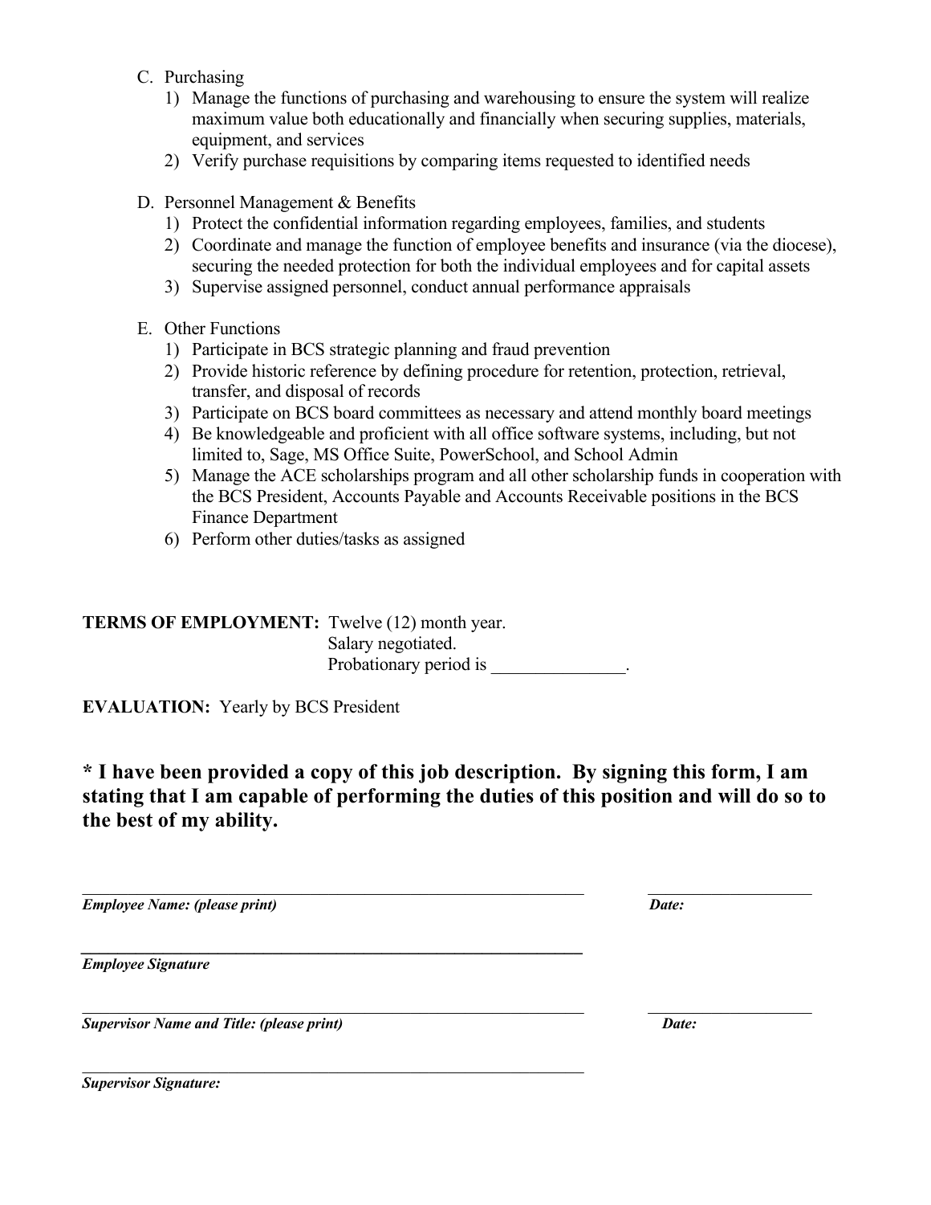C. Purchasing
   1) Manage the functions of purchasing and warehousing to ensure the system will realize maximum value both educationally and financially when securing supplies, materials, equipment, and services
   2) Verify purchase requisitions by comparing items requested to identified needs

D. Personnel Management & Benefits
   1) Protect the confidential information regarding employees, families, and students
   2) Coordinate and manage the function of employee benefits and insurance (via the diocese), securing the needed protection for both the individual employees and for capital assets
   3) Supervise assigned personnel, conduct annual performance appraisals

E. Other Functions
   1) Participate in BCS strategic planning and fraud prevention
   2) Provide historic reference by defining procedure for retention, protection, retrieval, transfer, and disposal of records
   3) Participate on BCS board committees as necessary and attend monthly board meetings
   4) Be knowledgeable and proficient with all office software systems, including, but not limited to, Sage, MS Office Suite, PowerSchool, and School Admin
   5) Manage the ACE scholarships program and all other scholarship funds in cooperation with the BCS President, Accounts Payable and Accounts Receivable positions in the BCS Finance Department
   6) Perform other duties/tasks as assigned

**TERMS OF EMPLOYMENT:** Twelve (12) month year.
Salary negotiated.
Probationary period is _______________.

**EVALUATION:** Yearly by BCS President

**\* I have been provided a copy of this job description. By signing this form, I am stating that I am capable of performing the duties of this position and will do so to the best of my ability.**

_______________________________________________ _______________
***Employee Name: (please print)*** ***Date:***

_______________________________________________
***Employee Signature***

_______________________________________________ _______________
***Supervisor Name and Title: (please print)*** ***Date:***

_______________________________________________
***Supervisor Signature:***